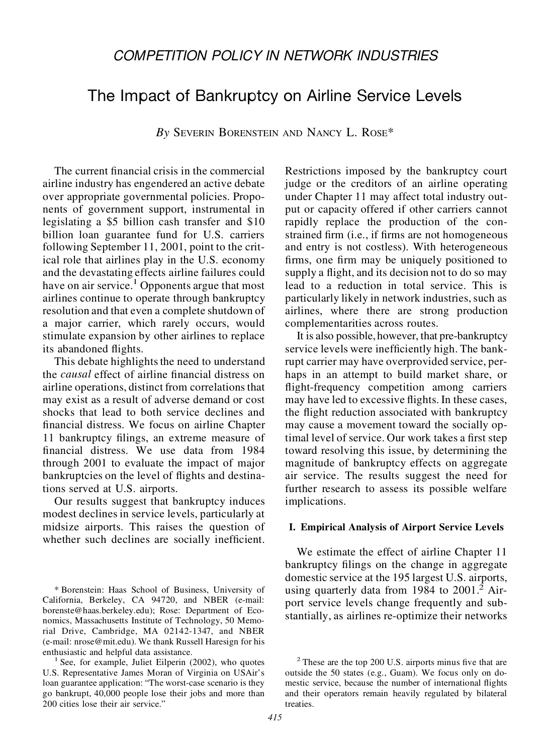*COMPETITION POLICY IN NETWORK INDUSTRIES*

# The Impact of Bankruptcy on Airline Service Levels

*By* SEVERIN BORENSTEIN AND NANCY L. ROSE*

The current financial crisis in the commercial airline industry has engendered an active debate over appropriate governmental policies. Proponents of government support, instrumental in legislating a $5 billion cash transfer and $10 billion loan guarantee fund for U.S. carriers following September 11, 2001, point to the critical role that airlines play in the U.S. economy and the devastating effects airline failures could have on air service.[1] Opponents argue that most airlines continue to operate through bankruptcy resolution and that even a complete shutdown of a major carrier, which rarely occurs, would stimulate expansion by other airlines to replace its abandoned flights.

This debate highlights the need to understand the *causal* effect of airline financial distress on airline operations, distinct from correlations that may exist as a result of adverse demand or cost shocks that lead to both service declines and financial distress. We focus on airline Chapter 11 bankruptcy filings, an extreme measure of financial distress. We use data from 1984 through 2001 to evaluate the impact of major bankruptcies on the level of flights and destinations served at U.S. airports.

Our results suggest that bankruptcy induces modest declines in service levels, particularly at midsize airports. This raises the question of whether such declines are socially inefficient. Restrictions imposed by the bankruptcy court judge or the creditors of an airline operating under Chapter 11 may affect total industry output or capacity offered if other carriers cannot rapidly replace the production of the constrained firm (i.e., if firms are not homogeneous and entry is not costless). With heterogeneous firms, one firm may be uniquely positioned to supply a flight, and its decision not to do so may lead to a reduction in total service. This is particularly likely in network industries, such as airlines, where there are strong production complementarities across routes.

It is also possible, however, that pre-bankruptcy service levels were inefficiently high. The bankrupt carrier may have overprovided service, perhaps in an attempt to build market share, or flight-frequency competition among carriers may have led to excessive flights. In these cases, the flight reduction associated with bankruptcy may cause a movement toward the socially optimal level of service. Our work takes a first step toward resolving this issue, by determining the magnitude of bankruptcy effects on aggregate air service. The results suggest the need for further research to assess its possible welfare implications.

## I. Empirical Analysis of Airport Service Levels

We estimate the effect of airline Chapter 11 bankruptcy filings on the change in aggregate domestic service at the 195 largest U.S. airports, using quarterly data from 1984 to 2001.[2] Airport service levels change frequently and substantially, as airlines re-optimize their networks

---

* Borenstein: Haas School of Business, University of California, Berkeley, CA 94720, and NBER (e-mail: borenste@haas.berkeley.edu); Rose: Department of Economics, Massachusetts Institute of Technology, 50 Memorial Drive, Cambridge, MA 02142-1347, and NBER (e-mail: nrose@mit.edu). We thank Russell Haresign for his enthusiastic and helpful data assistance.

[1] See, for example, Juliet Eilperin (2002), who quotes U.S. Representative James Moran of Virginia on USAir's loan guarantee application: "The worst-case scenario is they go bankrupt, 40,000 people lose their jobs and more than 200 cities lose their air service."

[2] These are the top 200 U.S. airports minus five that are outside the 50 states (e.g., Guam). We focus only on domestic service, because the number of international flights and their operators remain heavily regulated by bilateral treaties.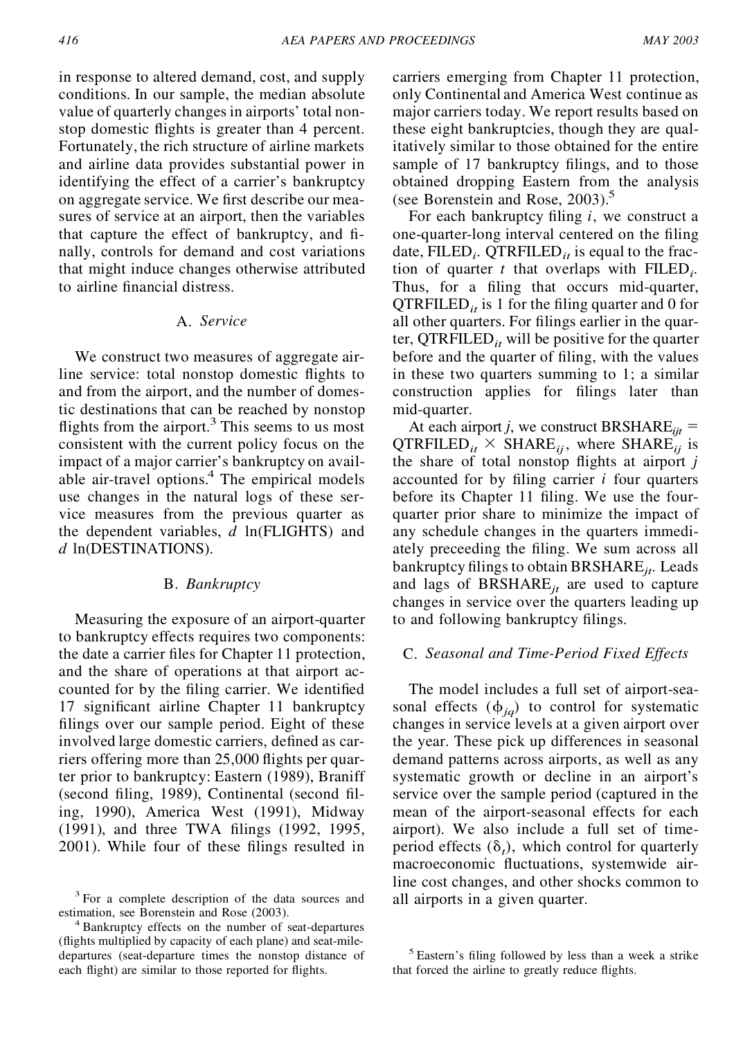in response to altered demand, cost, and supply conditions. In our sample, the median absolute value of quarterly changes in airports' total nonstop domestic flights is greater than 4 percent. Fortunately, the rich structure of airline markets and airline data provides substantial power in identifying the effect of a carrier's bankruptcy on aggregate service. We first describe our measures of service at an airport, then the variables that capture the effect of bankruptcy, and finally, controls for demand and cost variations that might induce changes otherwise attributed to airline financial distress.

### A. *Service*

We construct two measures of aggregate airline service: total nonstop domestic flights to and from the airport, and the number of domestic destinations that can be reached by nonstop flights from the airport.[3] This seems to us most consistent with the current policy focus on the impact of a major carrier's bankruptcy on available air-travel options.[4] The empirical models use changes in the natural logs of these service measures from the previous quarter as the dependent variables, $d\ \ln(\text{FLIGHTS})$ and $d\ \ln(\text{DESTINATIONS})$.

### B. *Bankruptcy*

Measuring the exposure of an airport-quarter to bankruptcy effects requires two components: the date a carrier files for Chapter 11 protection, and the share of operations at that airport accounted for by the filing carrier. We identified 17 significant airline Chapter 11 bankruptcy filings over our sample period. Eight of these involved large domestic carriers, defined as carriers offering more than 25,000 flights per quarter prior to bankruptcy: Eastern (1989), Braniff (second filing, 1989), Continental (second filing, 1990), America West (1991), Midway (1991), and three TWA filings (1992, 1995, 2001). While four of these filings resulted in carriers emerging from Chapter 11 protection, only Continental and America West continue as major carriers today. We report results based on these eight bankruptcies, though they are qualitatively similar to those obtained for the entire sample of 17 bankruptcy filings, and to those obtained dropping Eastern from the analysis (see Borenstein and Rose, 2003).[5]

For each bankruptcy filing $i$, we construct a one-quarter-long interval centered on the filing date, $\text{FILED}_i$. $\text{QTRFILED}_{it}$ is equal to the fraction of quarter $t$ that overlaps with $\text{FILED}_i$. Thus, for a filing that occurs mid-quarter, $\text{QTRFILED}_{it}$ is 1 for the filing quarter and 0 for all other quarters. For filings earlier in the quarter, $\text{QTRFILED}_{it}$ will be positive for the quarter before and the quarter of filing, with the values in these two quarters summing to 1; a similar construction applies for filings later than mid-quarter.

At each airport $j$, we construct $\text{BRSHARE}_{ijt} = \text{QTRFILED}_{it} \times \text{SHARE}_{ij}$, where $\text{SHARE}_{ij}$ is the share of total nonstop flights at airport $j$ accounted for by filing carrier $i$ four quarters before its Chapter 11 filing. We use the four-quarter prior share to minimize the impact of any schedule changes in the quarters immediately preceeding the filing. We sum across all bankruptcy filings to obtain $\text{BRSHARE}_{jt}$. Leads and lags of $\text{BRSHARE}_{jt}$ are used to capture changes in service over the quarters leading up to and following bankruptcy filings.

### C. *Seasonal and Time-Period Fixed Effects*

The model includes a full set of airport-seasonal effects ($\phi_{jq}$) to control for systematic changes in service levels at a given airport over the year. These pick up differences in seasonal demand patterns across airports, as well as any systematic growth or decline in an airport's service over the sample period (captured in the mean of the airport-seasonal effects for each airport). We also include a full set of time-period effects ($\delta_t$), which control for quarterly macroeconomic fluctuations, systemwide airline cost changes, and other shocks common to all airports in a given quarter.

---

[3] For a complete description of the data sources and estimation, see Borenstein and Rose (2003).

[4] Bankruptcy effects on the number of seat-departures (flights multiplied by capacity of each plane) and seat-mile-departures (seat-departure times the nonstop distance of each flight) are similar to those reported for flights.

[5] Eastern's filing followed by less than a week a strike that forced the airline to greatly reduce flights.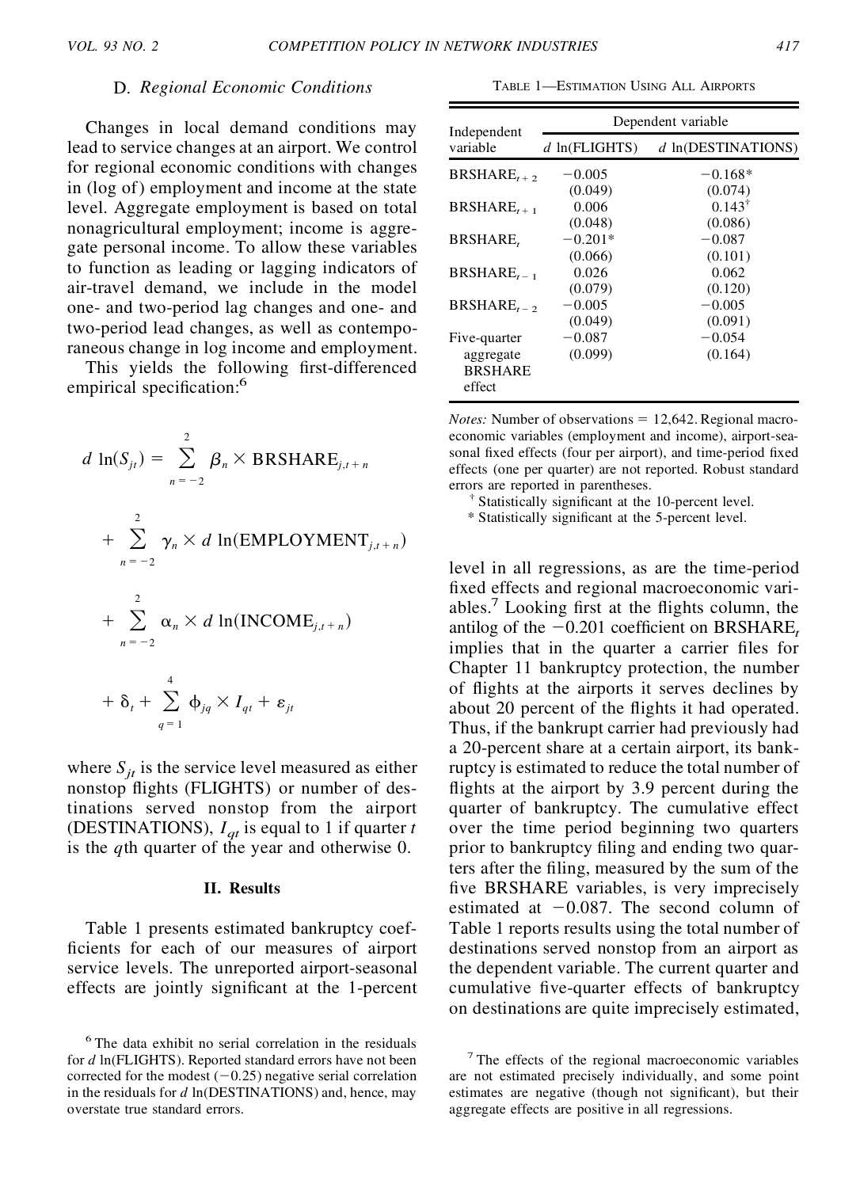### D. *Regional Economic Conditions*

Changes in local demand conditions may lead to service changes at an airport. We control for regional economic conditions with changes in (log of) employment and income at the state level. Aggregate employment is based on total nonagricultural employment; income is aggregate personal income. To allow these variables to function as leading or lagging indicators of air-travel demand, we include in the model one- and two-period lag changes and one- and two-period lead changes, as well as contemporaneous change in log income and employment.

This yields the following first-differenced empirical specification:[6]

$$
\begin{aligned}
d\ \ln(S_{jt}) = & \sum_{n=-2}^{2} \beta_n \times \text{BRSHARE}_{j,t+n} \\
& + \sum_{n=-2}^{2} \gamma_n \times d\ \ln(\text{EMPLOYMENT}_{j,t+n}) \\
& + \sum_{n=-2}^{2} \alpha_n \times d\ \ln(\text{INCOME}_{j,t+n}) \\
& + \delta_t + \sum_{q=1}^{4} \phi_{jq} \times I_{qt} + \varepsilon_{jt}
\end{aligned}
$$

where $S_{jt}$ is the service level measured as either nonstop flights (FLIGHTS) or number of destinations served nonstop from the airport (DESTINATIONS), $I_{qt}$ is equal to 1 if quarter $t$ is the $q$th quarter of the year and otherwise 0.

## II. Results

Table 1 presents estimated bankruptcy coefficients for each of our measures of airport service levels. The unreported airport-seasonal effects are jointly significant at the 1-percent level in all regressions, as are the time-period fixed effects and regional macroeconomic variables.[7] Looking first at the flights column, the antilog of the −0.201 coefficient on $\text{BRSHARE}_t$ implies that in the quarter a carrier files for Chapter 11 bankruptcy protection, the number of flights at the airports it serves declines by about 20 percent of the flights it had operated. Thus, if the bankrupt carrier had previously had a 20-percent share at a certain airport, its bankruptcy is estimated to reduce the total number of flights at the airport by 3.9 percent during the quarter of bankruptcy. The cumulative effect over the time period beginning two quarters prior to bankruptcy filing and ending two quarters after the filing, measured by the sum of the five BRSHARE variables, is very imprecisely estimated at −0.087. The second column of Table 1 reports results using the total number of destinations served nonstop from an airport as the dependent variable. The current quarter and cumulative five-quarter effects of bankruptcy on destinations are quite imprecisely estimated,

TABLE 1—ESTIMATION USING ALL AIRPORTS

| Independent variable | Dependent variable | |
|---|---|---|
| | $d$ ln(FLIGHTS) | $d$ ln(DESTINATIONS) |
| $\text{BRSHARE}_{t+2}$ | −0.005 | −0.168* |
| | (0.049) | (0.074) |
| $\text{BRSHARE}_{t+1}$ | 0.006 | 0.143† |
| | (0.048) | (0.086) |
| $\text{BRSHARE}_{t}$ | −0.201* | −0.087 |
| | (0.066) | (0.101) |
| $\text{BRSHARE}_{t-1}$ | 0.026 | 0.062 |
| | (0.079) | (0.120) |
| $\text{BRSHARE}_{t-2}$ | −0.005 | −0.005 |
| | (0.049) | (0.091) |
| Five-quarter aggregate BRSHARE effect | −0.087 | −0.054 |
| | (0.099) | (0.164) |

*Notes:* Number of observations = 12,642. Regional macroeconomic variables (employment and income), airport-seasonal fixed effects (four per airport), and time-period fixed effects (one per quarter) are not reported. Robust standard errors are reported in parentheses.

† Statistically significant at the 10-percent level.

\* Statistically significant at the 5-percent level.

[6] The data exhibit no serial correlation in the residuals for $d$ ln(FLIGHTS). Reported standard errors have not been corrected for the modest (−0.25) negative serial correlation in the residuals for $d$ ln(DESTINATIONS) and, hence, may overstate true standard errors.

[7] The effects of the regional macroeconomic variables are not estimated precisely individually, and some point estimates are negative (though not significant), but their aggregate effects are positive in all regressions.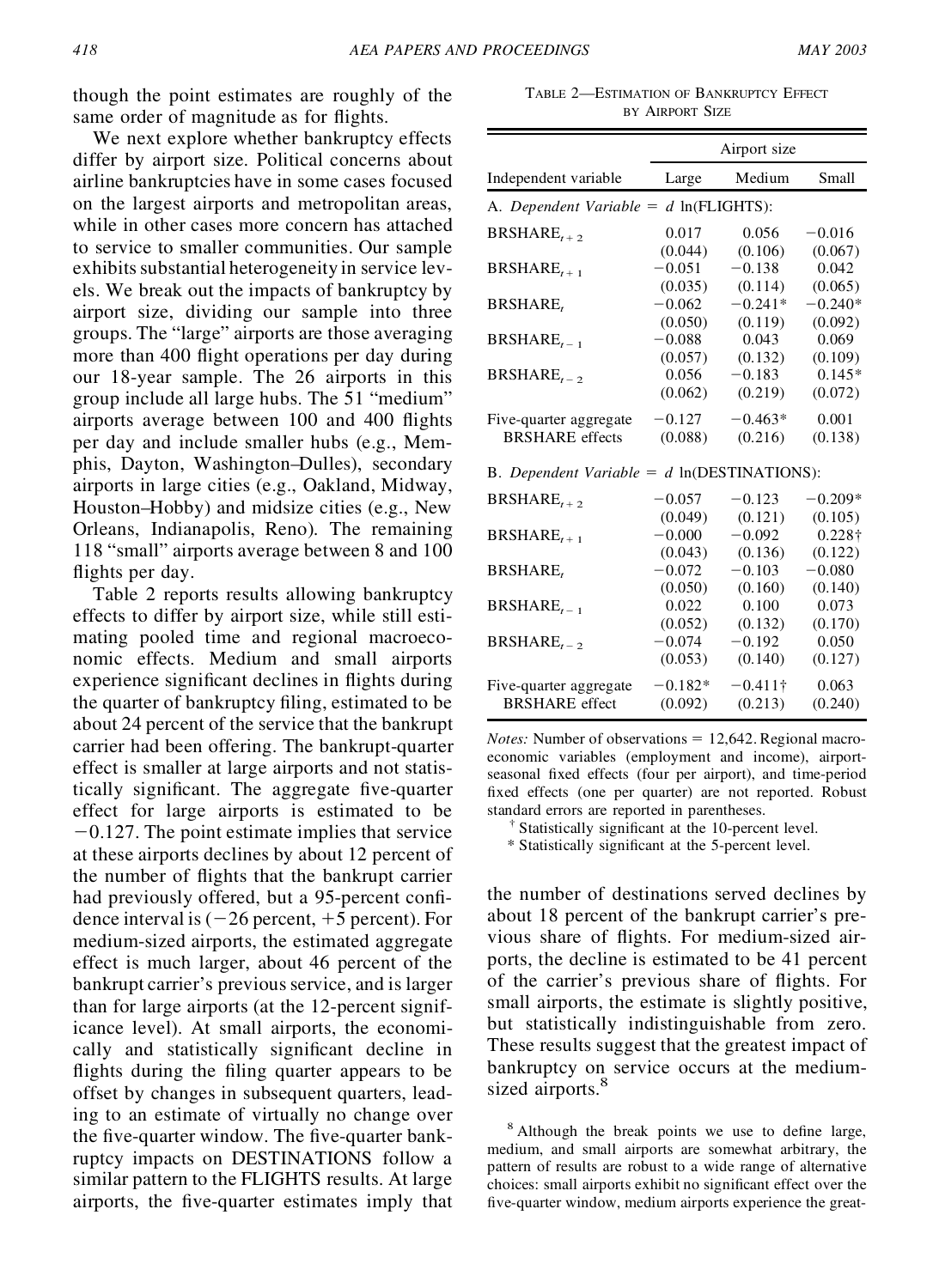though the point estimates are roughly of the same order of magnitude as for flights.

We next explore whether bankruptcy effects differ by airport size. Political concerns about airline bankruptcies have in some cases focused on the largest airports and metropolitan areas, while in other cases more concern has attached to service to smaller communities. Our sample exhibits substantial heterogeneity in service levels. We break out the impacts of bankruptcy by airport size, dividing our sample into three groups. The "large" airports are those averaging more than 400 flight operations per day during our 18-year sample. The 26 airports in this group include all large hubs. The 51 "medium" airports average between 100 and 400 flights per day and include smaller hubs (e.g., Memphis, Dayton, Washington–Dulles), secondary airports in large cities (e.g., Oakland, Midway, Houston–Hobby) and midsize cities (e.g., New Orleans, Indianapolis, Reno). The remaining 118 "small" airports average between 8 and 100 flights per day.

Table 2 reports results allowing bankruptcy effects to differ by airport size, while still estimating pooled time and regional macroeconomic effects. Medium and small airports experience significant declines in flights during the quarter of bankruptcy filing, estimated to be about 24 percent of the service that the bankrupt carrier had been offering. The bankrupt-quarter effect is smaller at large airports and not statistically significant. The aggregate five-quarter effect for large airports is estimated to be $-0.127$. The point estimate implies that service at these airports declines by about 12 percent of the number of flights that the bankrupt carrier had previously offered, but a 95-percent confidence interval is ($-26$ percent, $+5$ percent). For medium-sized airports, the estimated aggregate effect is much larger, about 46 percent of the bankrupt carrier's previous service, and is larger than for large airports (at the 12-percent significance level). At small airports, the economically and statistically significant decline in flights during the filing quarter appears to be offset by changes in subsequent quarters, leading to an estimate of virtually no change over the five-quarter window. The five-quarter bankruptcy impacts on DESTINATIONS follow a similar pattern to the FLIGHTS results. At large airports, the five-quarter estimates imply that the number of destinations served declines by about 18 percent of the bankrupt carrier's previous share of flights. For medium-sized airports, the decline is estimated to be 41 percent of the carrier's previous share of flights. For small airports, the estimate is slightly positive, but statistically indistinguishable from zero. These results suggest that the greatest impact of bankruptcy on service occurs at the medium-sized airports.[8]

TABLE 2—ESTIMATION OF BANKRUPTCY EFFECT BY AIRPORT SIZE

| Independent variable | Airport size: Large | Medium | Small |
|---|---|---|---|
| A. *Dependent Variable* = *d* ln(FLIGHTS): | | | |
| $BRSHARE_{t+2}$ | 0.017 | 0.056 | −0.016 |
| | (0.044) | (0.106) | (0.067) |
| $BRSHARE_{t+1}$ | −0.051 | −0.138 | 0.042 |
| | (0.035) | (0.114) | (0.065) |
| $BRSHARE_{t}$ | −0.062 | −0.241* | −0.240* |
| | (0.050) | (0.119) | (0.092) |
| $BRSHARE_{t-1}$ | −0.088 | 0.043 | 0.069 |
| | (0.057) | (0.132) | (0.109) |
| $BRSHARE_{t-2}$ | 0.056 | −0.183 | 0.145* |
| | (0.062) | (0.219) | (0.072) |
| Five-quarter aggregate BRSHARE effects | −0.127 | −0.463* | 0.001 |
| | (0.088) | (0.216) | (0.138) |
| B. *Dependent Variable* = *d* ln(DESTINATIONS): | | | |
| $BRSHARE_{t+2}$ | −0.057 | −0.123 | −0.209* |
| | (0.049) | (0.121) | (0.105) |
| $BRSHARE_{t+1}$ | −0.000 | −0.092 | 0.228† |
| | (0.043) | (0.136) | (0.122) |
| $BRSHARE_{t}$ | −0.072 | −0.103 | −0.080 |
| | (0.050) | (0.160) | (0.140) |
| $BRSHARE_{t-1}$ | 0.022 | 0.100 | 0.073 |
| | (0.052) | (0.132) | (0.170) |
| $BRSHARE_{t-2}$ | −0.074 | −0.192 | 0.050 |
| | (0.053) | (0.140) | (0.127) |
| Five-quarter aggregate BRSHARE effect | −0.182* | −0.411† | 0.063 |
| | (0.092) | (0.213) | (0.240) |

*Notes:* Number of observations = 12,642. Regional macroeconomic variables (employment and income), airport-seasonal fixed effects (four per airport), and time-period fixed effects (one per quarter) are not reported. Robust standard errors are reported in parentheses.

† Statistically significant at the 10-percent level.

\* Statistically significant at the 5-percent level.

[8] Although the break points we use to define large, medium, and small airports are somewhat arbitrary, the pattern of results are robust to a wide range of alternative choices: small airports exhibit no significant effect over the five-quarter window, medium airports experience the great-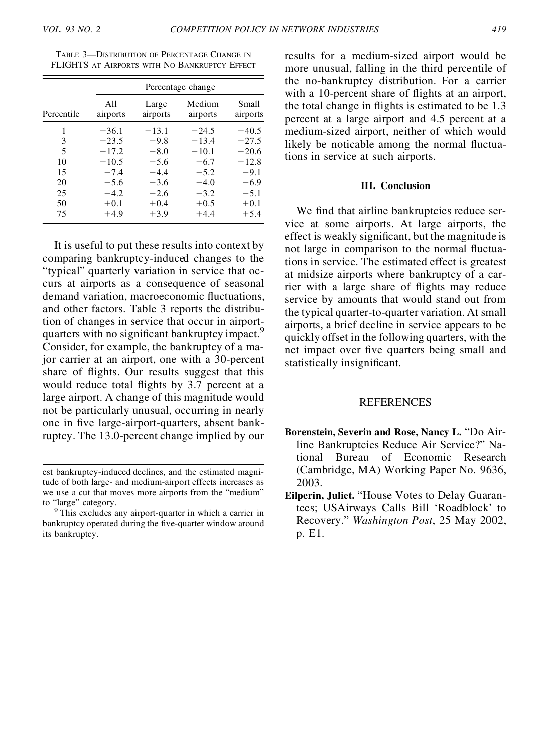TABLE 3—DISTRIBUTION OF PERCENTAGE CHANGE IN FLIGHTS AT AIRPORTS WITH NO BANKRUPTCY EFFECT

| | Percentage change | | | |
|---|---|---|---|---|
| Percentile | All airports | Large airports | Medium airports | Small airports |
| 1 | −36.1 | −13.1 | −24.5 | −40.5 |
| 3 | −23.5 | −9.8 | −13.4 | −27.5 |
| 5 | −17.2 | −8.0 | −10.1 | −20.6 |
| 10 | −10.5 | −5.6 | −6.7 | −12.8 |
| 15 | −7.4 | −4.4 | −5.2 | −9.1 |
| 20 | −5.6 | −3.6 | −4.0 | −6.9 |
| 25 | −4.2 | −2.6 | −3.2 | −5.1 |
| 50 | +0.1 | +0.4 | +0.5 | +0.1 |
| 75 | +4.9 | +3.9 | +4.4 | +5.4 |

It is useful to put these results into context by comparing bankruptcy-induced changes to the "typical" quarterly variation in service that occurs at airports as a consequence of seasonal demand variation, macroeconomic fluctuations, and other factors. Table 3 reports the distribution of changes in service that occur in airport-quarters with no significant bankruptcy impact.[9] Consider, for example, the bankruptcy of a major carrier at an airport, one with a 30-percent share of flights. Our results suggest that this would reduce total flights by 3.7 percent at a large airport. A change of this magnitude would not be particularly unusual, occurring in nearly one in five large-airport-quarters, absent bankruptcy. The 13.0-percent change implied by our results for a medium-sized airport would be more unusual, falling in the third percentile of the no-bankruptcy distribution. For a carrier with a 10-percent share of flights at an airport, the total change in flights is estimated to be 1.3 percent at a large airport and 4.5 percent at a medium-sized airport, neither of which would likely be noticable among the normal fluctuations in service at such airports.

## III. Conclusion

We find that airline bankruptcies reduce service at some airports. At large airports, the effect is weakly significant, but the magnitude is not large in comparison to the normal fluctuations in service. The estimated effect is greatest at midsize airports where bankruptcy of a carrier with a large share of flights may reduce service by amounts that would stand out from the typical quarter-to-quarter variation. At small airports, a brief decline in service appears to be quickly offset in the following quarters, with the net impact over five quarters being small and statistically insignificant.

## REFERENCES

**Borenstein, Severin and Rose, Nancy L.** "Do Airline Bankruptcies Reduce Air Service?" National Bureau of Economic Research (Cambridge, MA) Working Paper No. 9636, 2003.

**Eilperin, Juliet.** "House Votes to Delay Guarantees; USAirways Calls Bill 'Roadblock' to Recovery." *Washington Post*, 25 May 2002, p. E1.

---

est bankruptcy-induced declines, and the estimated magnitude of both large- and medium-airport effects increases as we use a cut that moves more airports from the "medium" to "large" category.

[9] This excludes any airport-quarter in which a carrier in bankruptcy operated during the five-quarter window around its bankruptcy.